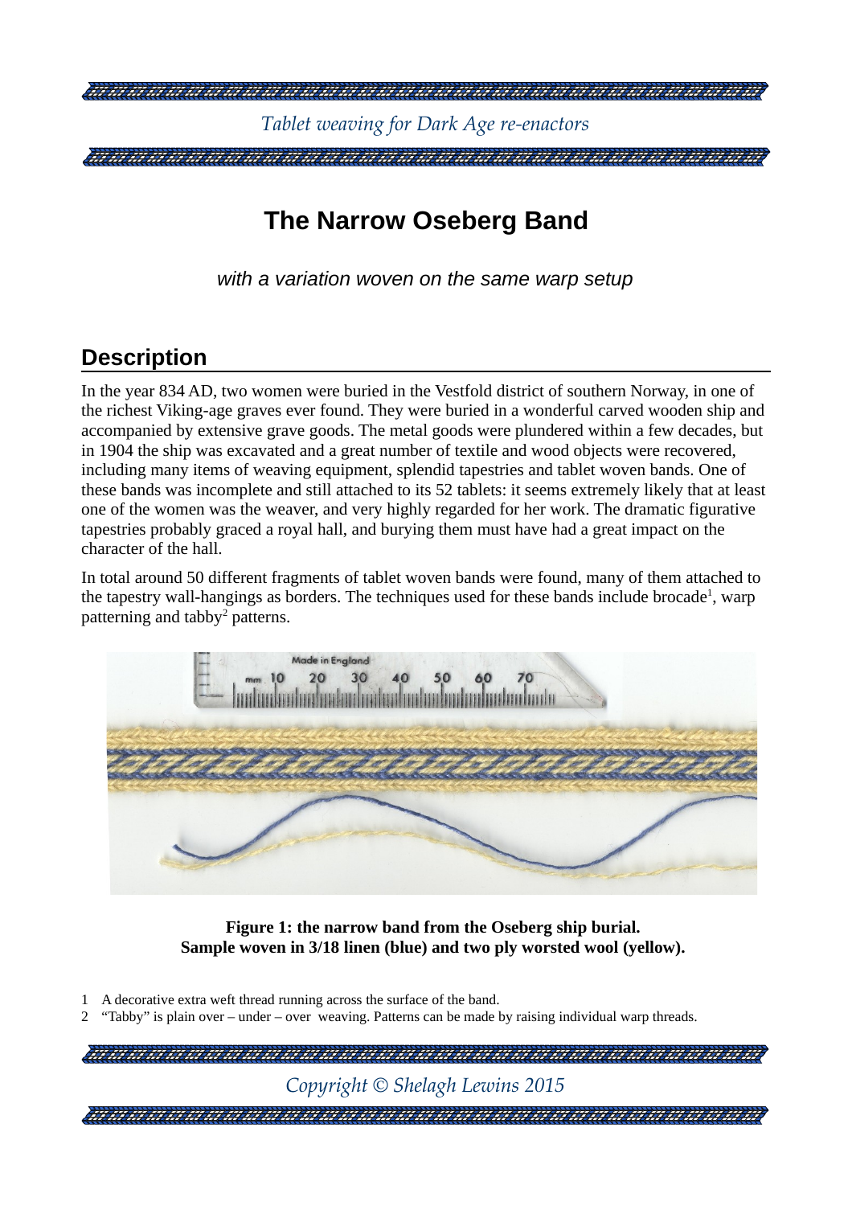# The Narrow Oseberg Band

*with a variation woven on the same warp setup*

## Description

In the year 834 AD, two women were buried in the Vestfold district of southern Norway, in one of the richest Viking-age graves ever found. They were buried in a wonderful carved wooden ship and accompanied by extensive grave goods. The metal goods were plundered within a few decades, but in 1904 the ship was excavated and a great number of textile and wood objects were recovered, including many items of weaving equipment, splendid tapestries and tablet woven bands. One of these bands was incomplete and still attached to its 52 tablets: it seems extremely likely that at least one of the women was the weaver, and very highly regarded for her work. The dramatic figurative tapestries probably graced a royal hall, and burying them must have had a great impact on the character of the hall.

In total around 50 different fragments of tablet woven bands were found, many of them attached to the tapestry wall-hangings as borders. The techniques used for these bands include brocade[1], warp patterning and tabby[2] patterns.

**Figure 1: the narrow band from the Oseberg ship burial. Sample woven in 3/18 linen (blue) and two ply worsted wool (yellow).**

1 A decorative extra weft thread running across the surface of the band.

2 “Tabby” is plain over – under – over weaving. Patterns can be made by raising individual warp threads.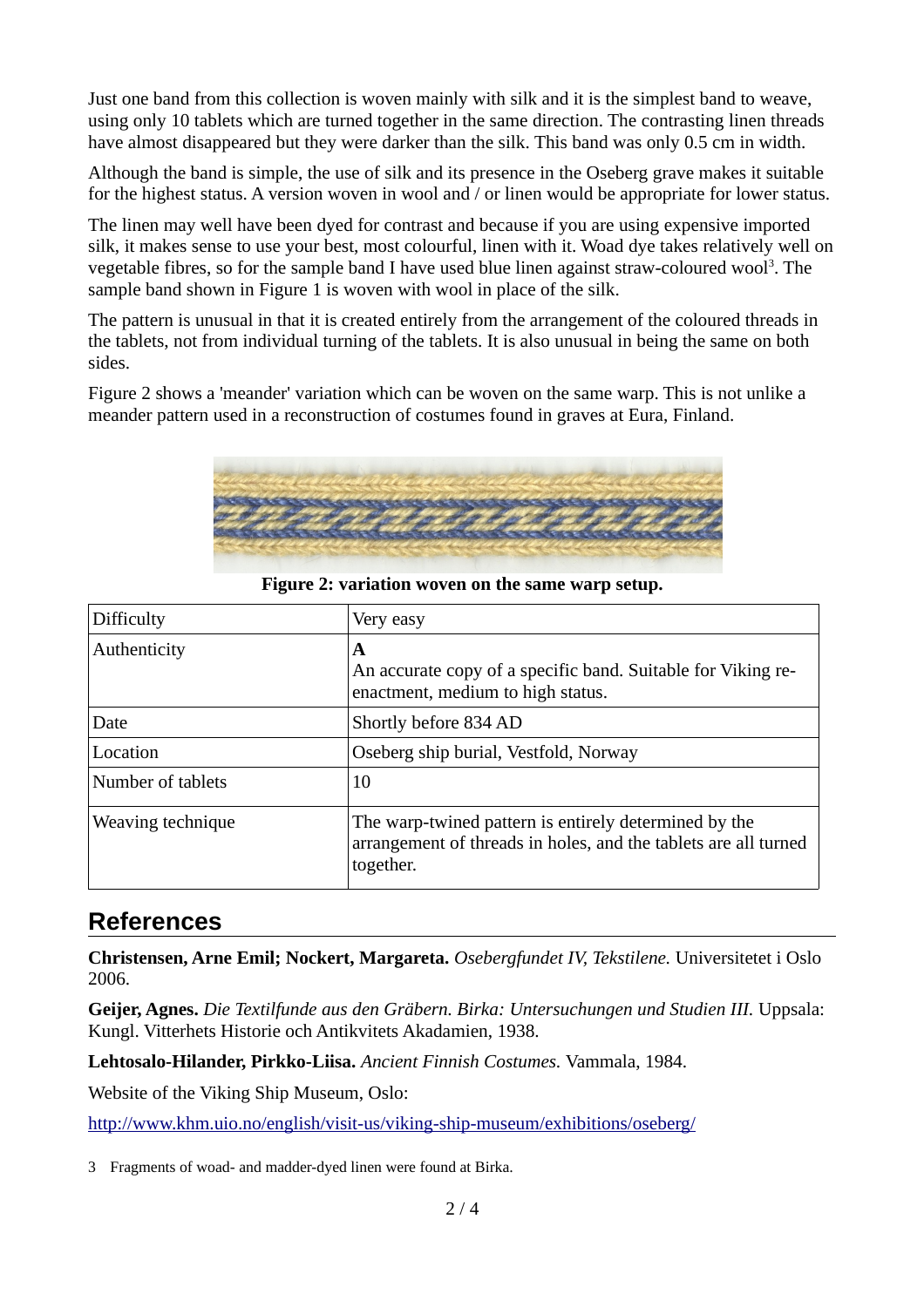Just one band from this collection is woven mainly with silk and it is the simplest band to weave, using only 10 tablets which are turned together in the same direction. The contrasting linen threads have almost disappeared but they were darker than the silk. This band was only 0.5 cm in width.

Although the band is simple, the use of silk and its presence in the Oseberg grave makes it suitable for the highest status. A version woven in wool and / or linen would be appropriate for lower status.

The linen may well have been dyed for contrast and because if you are using expensive imported silk, it makes sense to use your best, most colourful, linen with it. Woad dye takes relatively well on vegetable fibres, so for the sample band I have used blue linen against straw-coloured wool[3]. The sample band shown in Figure 1 is woven with wool in place of the silk.

The pattern is unusual in that it is created entirely from the arrangement of the coloured threads in the tablets, not from individual turning of the tablets. It is also unusual in being the same on both sides.

Figure 2 shows a 'meander' variation which can be woven on the same warp. This is not unlike a meander pattern used in a reconstruction of costumes found in graves at Eura, Finland.

**Figure 2: variation woven on the same warp setup.**

| | |
|---|---|
| Difficulty | Very easy |
| Authenticity | **A**<br>An accurate copy of a specific band. Suitable for Viking re-enactment, medium to high status. |
| Date | Shortly before 834 AD |
| Location | Oseberg ship burial, Vestfold, Norway |
| Number of tablets | 10 |
| Weaving technique | The warp-twined pattern is entirely determined by the arrangement of threads in holes, and the tablets are all turned together. |

## References

**Christensen, Arne Emil; Nockert, Margareta.** *Osebergfundet IV, Tekstilene.* Universitetet i Oslo 2006.

**Geijer, Agnes.** *Die Textilfunde aus den Gräbern. Birka: Untersuchungen und Studien III.* Uppsala: Kungl. Vitterhets Historie och Antikvitets Akadamien, 1938.

**Lehtosalo-Hilander, Pirkko-Liisa.** *Ancient Finnish Costumes.* Vammala, 1984.

Website of the Viking Ship Museum, Oslo:

http://www.khm.uio.no/english/visit-us/viking-ship-museum/exhibitions/oseberg/

3 Fragments of woad- and madder-dyed linen were found at Birka.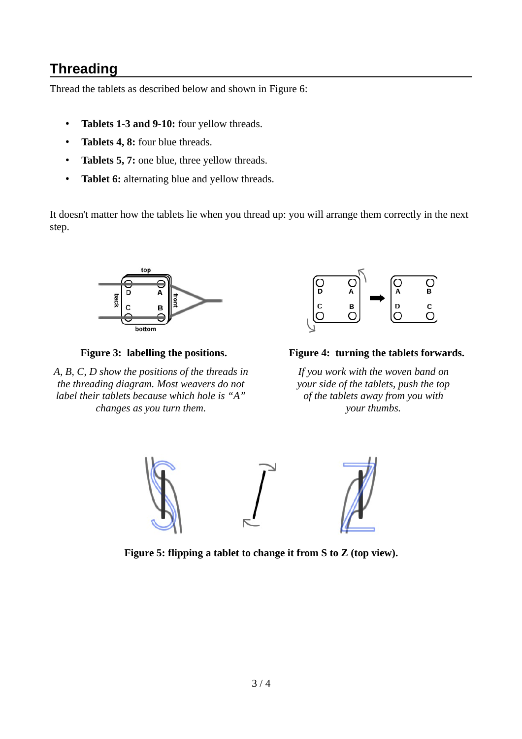## Threading

Thread the tablets as described below and shown in Figure 6:

- **Tablets 1-3 and 9-10:** four yellow threads.
- **Tablets 4, 8:** four blue threads.
- **Tablets 5, 7:** one blue, three yellow threads.
- **Tablet 6:** alternating blue and yellow threads.

It doesn't matter how the tablets lie when you thread up: you will arrange them correctly in the next step.

**Figure 3: labelling the positions.**

*A, B, C, D show the positions of the threads in the threading diagram. Most weavers do not label their tablets because which hole is "A" changes as you turn them.*

**Figure 4: turning the tablets forwards.**

*If you work with the woven band on your side of the tablets, push the top of the tablets away from you with your thumbs.*

**Figure 5: flipping a tablet to change it from S to Z (top view).**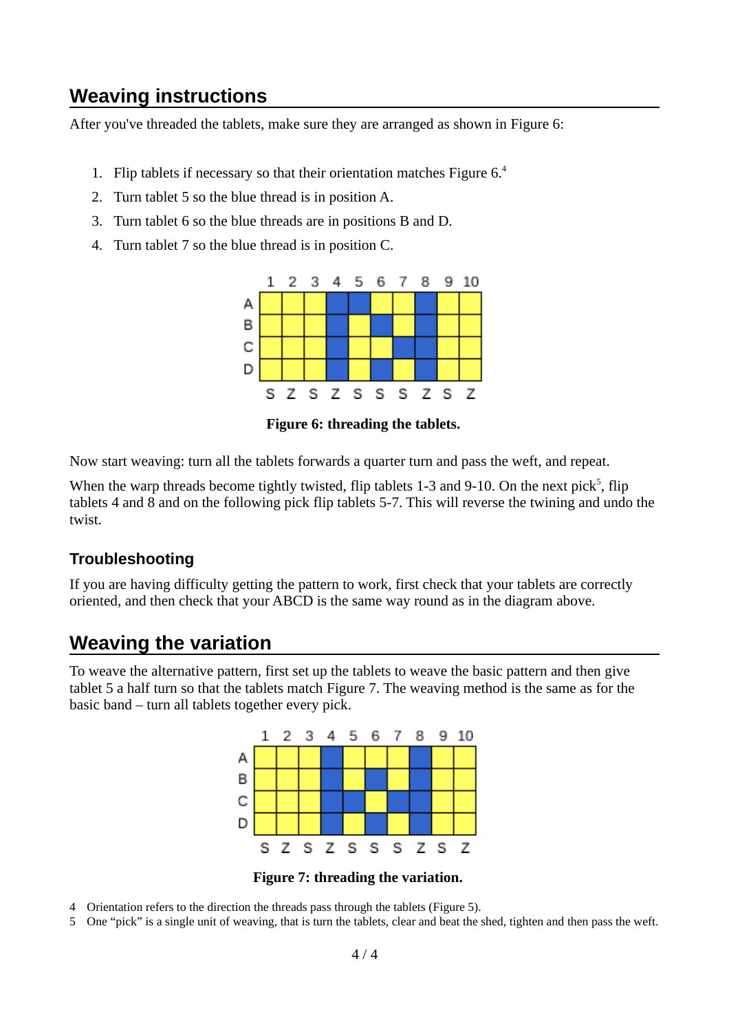## Weaving instructions

After you've threaded the tablets, make sure they are arranged as shown in Figure 6:

1. Flip tablets if necessary so that their orientation matches Figure 6.[4]
2. Turn tablet 5 so the blue thread is in position A.
3. Turn tablet 6 so the blue threads are in positions B and D.
4. Turn tablet 7 so the blue thread is in position C.

1 2 3 4 5 6 7 8 9 10

A

B

C

D

S Z S Z S S S Z S Z

**Figure 6: threading the tablets.**

Now start weaving: turn all the tablets forwards a quarter turn and pass the weft, and repeat.

When the warp threads become tightly twisted, flip tablets 1-3 and 9-10. On the next pick[5], flip tablets 4 and 8 and on the following pick flip tablets 5-7. This will reverse the twining and undo the twist.

### Troubleshooting

If you are having difficulty getting the pattern to work, first check that your tablets are correctly oriented, and then check that your ABCD is the same way round as in the diagram above.

## Weaving the variation

To weave the alternative pattern, first set up the tablets to weave the basic pattern and then give tablet 5 a half turn so that the tablets match Figure 7. The weaving method is the same as for the basic band – turn all tablets together every pick.

1 2 3 4 5 6 7 8 9 10

A

B

C

D

S Z S Z S S S Z S Z

**Figure 7: threading the variation.**

4 Orientation refers to the direction the threads pass through the tablets (Figure 5).

5 One “pick” is a single unit of weaving, that is turn the tablets, clear and beat the shed, tighten and then pass the weft.